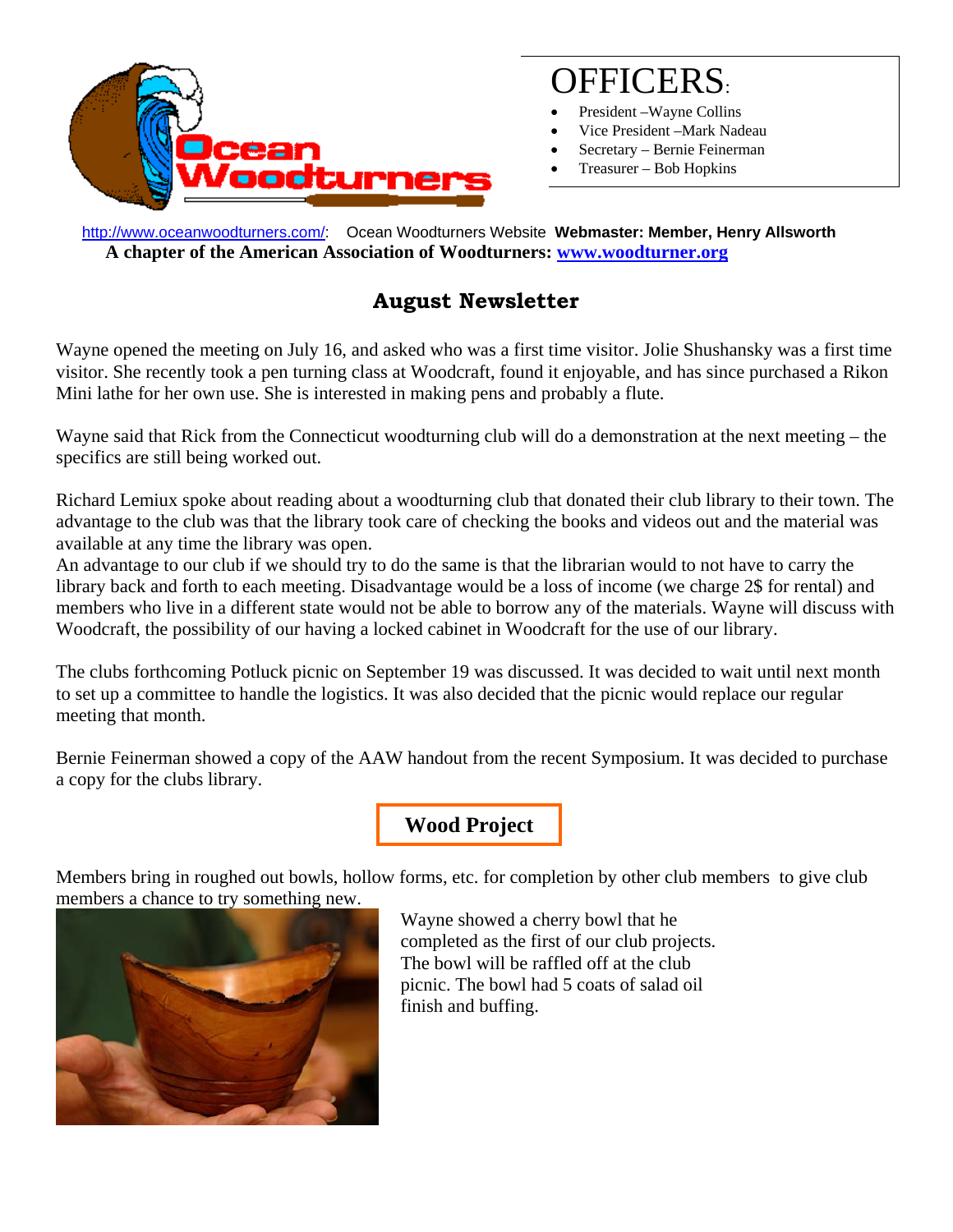# OFFICERS:

- President –Wayne Collins
- Vice President –Mark Nadeau
- Secretary – Bernie Feinerman
- Treasurer – Bob Hopkins

http://www.oceanwoodturners.com/: Ocean Woodturners Website **Webmaster: Member, Henry Allsworth**

**A chapter of the American Association of Woodturners: www.woodturner.org**

## August Newsletter

Wayne opened the meeting on July 16, and asked who was a first time visitor. Jolie Shushansky was a first time visitor. She recently took a pen turning class at Woodcraft, found it enjoyable, and has since purchased a Rikon Mini lathe for her own use. She is interested in making pens and probably a flute.

Wayne said that Rick from the Connecticut woodturning club will do a demonstration at the next meeting – the specifics are still being worked out.

Richard Lemiux spoke about reading about a woodturning club that donated their club library to their town. The advantage to the club was that the library took care of checking the books and videos out and the material was available at any time the library was open.
An advantage to our club if we should try to do the same is that the librarian would to not have to carry the library back and forth to each meeting. Disadvantage would be a loss of income (we charge 2$ for rental) and members who live in a different state would not be able to borrow any of the materials. Wayne will discuss with Woodcraft, the possibility of our having a locked cabinet in Woodcraft for the use of our library.

The clubs forthcoming Potluck picnic on September 19 was discussed. It was decided to wait until next month to set up a committee to handle the logistics. It was also decided that the picnic would replace our regular meeting that month.

Bernie Feinerman showed a copy of the AAW handout from the recent Symposium. It was decided to purchase a copy for the clubs library.

## Wood Project

Members bring in roughed out bowls, hollow forms, etc. for completion by other club members to give club members a chance to try something new.

Wayne showed a cherry bowl that he completed as the first of our club projects. The bowl will be raffled off at the club picnic. The bowl had 5 coats of salad oil finish and buffing.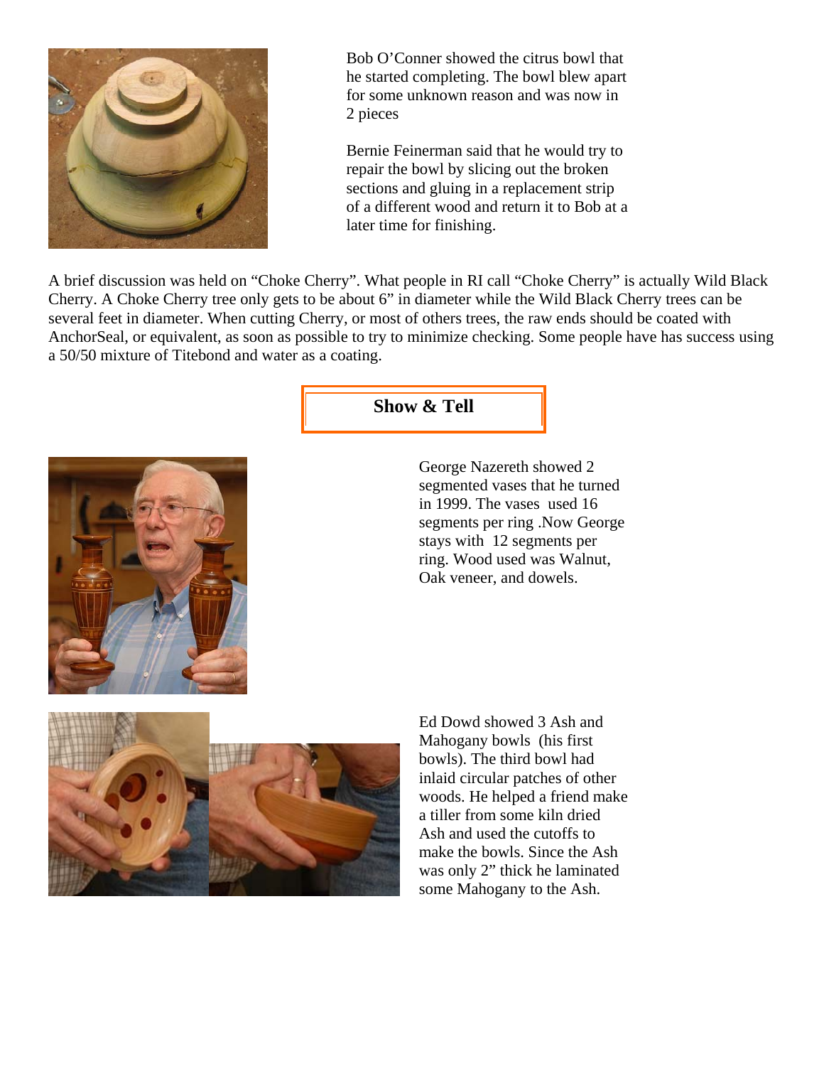Bob O'Conner showed the citrus bowl that he started completing. The bowl blew apart for some unknown reason and was now in 2 pieces

Bernie Feinerman said that he would try to repair the bowl by slicing out the broken sections and gluing in a replacement strip of a different wood and return it to Bob at a later time for finishing.

A brief discussion was held on "Choke Cherry". What people in RI call "Choke Cherry" is actually Wild Black Cherry. A Choke Cherry tree only gets to be about 6" in diameter while the Wild Black Cherry trees can be several feet in diameter. When cutting Cherry, or most of others trees, the raw ends should be coated with AnchorSeal, or equivalent, as soon as possible to try to minimize checking. Some people have has success using a 50/50 mixture of Titebond and water as a coating.

## Show & Tell

George Nazereth showed 2 segmented vases that he turned in 1999. The vases used 16 segments per ring .Now George stays with 12 segments per ring. Wood used was Walnut, Oak veneer, and dowels.

Ed Dowd showed 3 Ash and Mahogany bowls (his first bowls). The third bowl had inlaid circular patches of other woods. He helped a friend make a tiller from some kiln dried Ash and used the cutoffs to make the bowls. Since the Ash was only 2" thick he laminated some Mahogany to the Ash.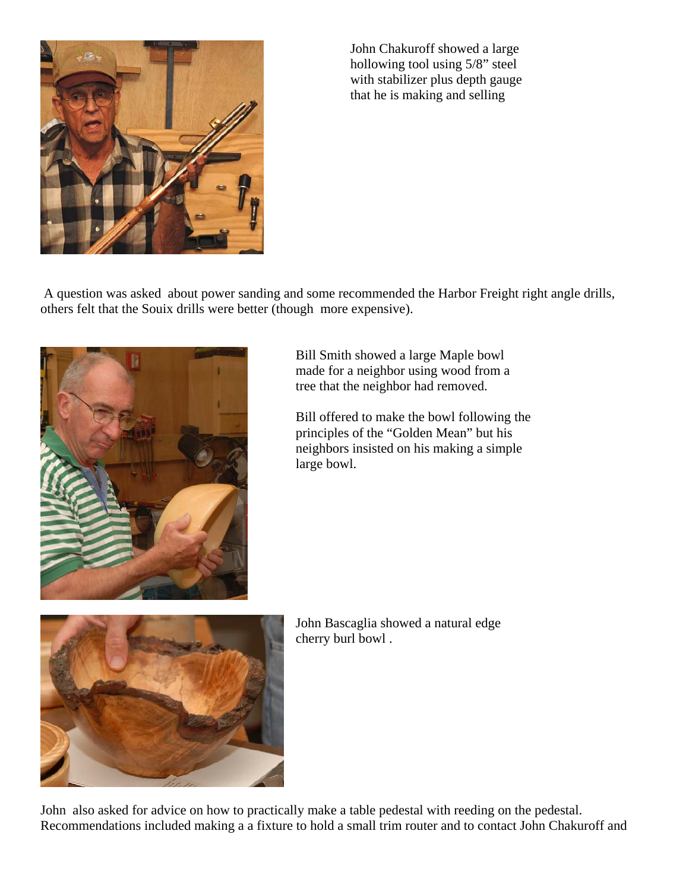John Chakuroff showed a large hollowing tool using 5/8" steel with stabilizer plus depth gauge that he is making and selling

A question was asked about power sanding and some recommended the Harbor Freight right angle drills, others felt that the Souix drills were better (though more expensive).

Bill Smith showed a large Maple bowl made for a neighbor using wood from a tree that the neighbor had removed.

Bill offered to make the bowl following the principles of the "Golden Mean" but his neighbors insisted on his making a simple large bowl.

John Bascaglia showed a natural edge cherry burl bowl .

John also asked for advice on how to practically make a table pedestal with reeding on the pedestal. Recommendations included making a a fixture to hold a small trim router and to contact John Chakuroff and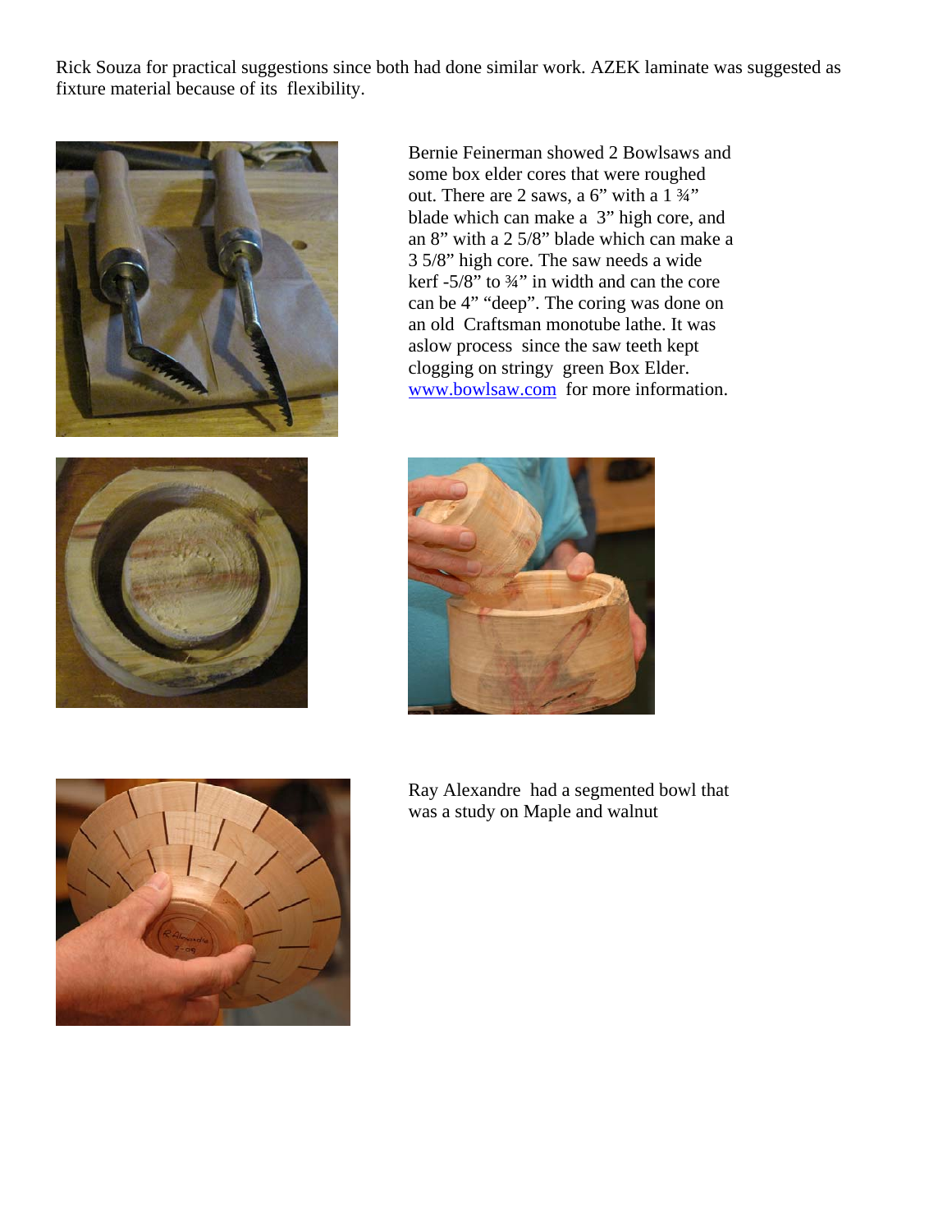Rick Souza for practical suggestions since both had done similar work. AZEK laminate was suggested as fixture material because of its flexibility.

Bernie Feinerman showed 2 Bowlsaws and some box elder cores that were roughed out. There are 2 saws, a 6" with a 1 ¾" blade which can make a 3" high core, and an 8" with a 2 5/8" blade which can make a 3 5/8" high core. The saw needs a wide kerf -5/8" to ¾" in width and can the core can be 4" "deep". The coring was done on an old Craftsman monotube lathe. It was aslow process since the saw teeth kept clogging on stringy green Box Elder. [www.bowlsaw.com](http://www.bowlsaw.com) for more information.

Ray Alexandre had a segmented bowl that was a study on Maple and walnut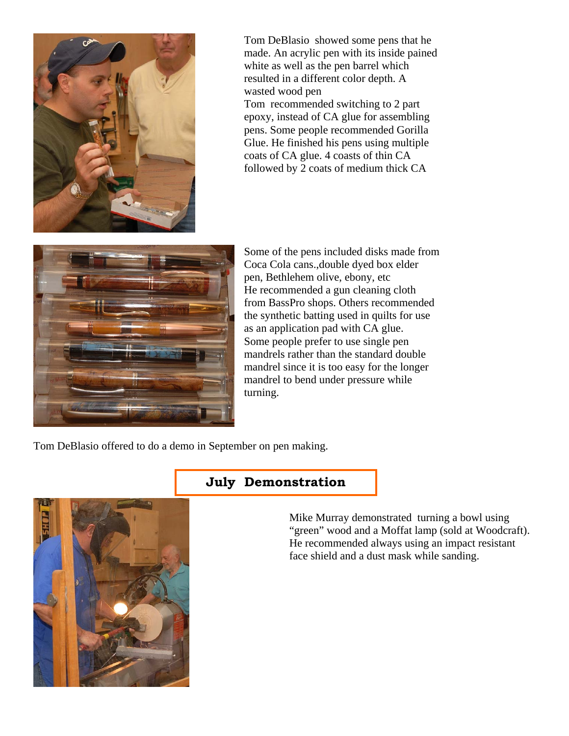Tom DeBlasio showed some pens that he made. An acrylic pen with its inside pained white as well as the pen barrel which resulted in a different color depth. A wasted wood pen

Tom recommended switching to 2 part epoxy, instead of CA glue for assembling pens. Some people recommended Gorilla Glue. He finished his pens using multiple coats of CA glue. 4 coasts of thin CA followed by 2 coats of medium thick CA

Some of the pens included disks made from Coca Cola cans.,double dyed box elder pen, Bethlehem olive, ebony, etc

He recommended a gun cleaning cloth from BassPro shops. Others recommended the synthetic batting used in quilts for use as an application pad with CA glue.

Some people prefer to use single pen mandrels rather than the standard double mandrel since it is too easy for the longer mandrel to bend under pressure while turning.

Tom DeBlasio offered to do a demo in September on pen making.

## July Demonstration

Mike Murray demonstrated turning a bowl using "green" wood and a Moffat lamp (sold at Woodcraft). He recommended always using an impact resistant face shield and a dust mask while sanding.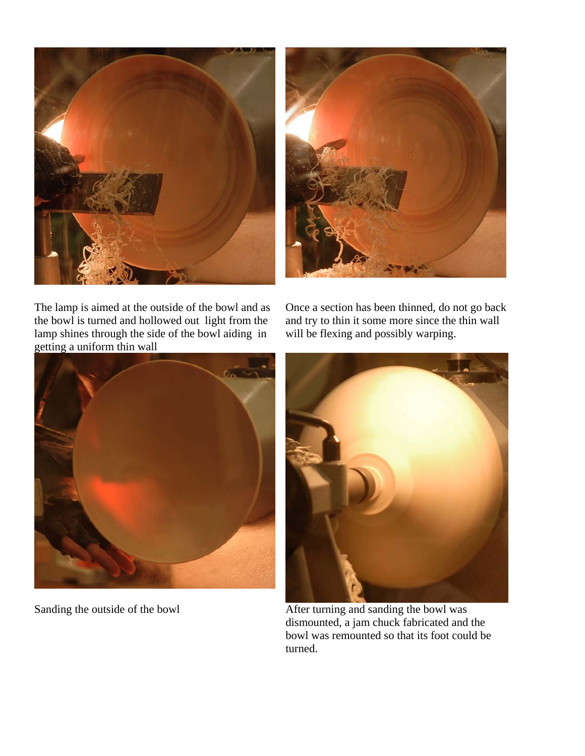The lamp is aimed at the outside of the bowl and as the bowl is turned and hollowed out light from the lamp shines through the side of the bowl aiding in getting a uniform thin wall

Once a section has been thinned, do not go back and try to thin it some more since the thin wall will be flexing and possibly warping.

Sanding the outside of the bowl

After turning and sanding the bowl was dismounted, a jam chuck fabricated and the bowl was remounted so that its foot could be turned.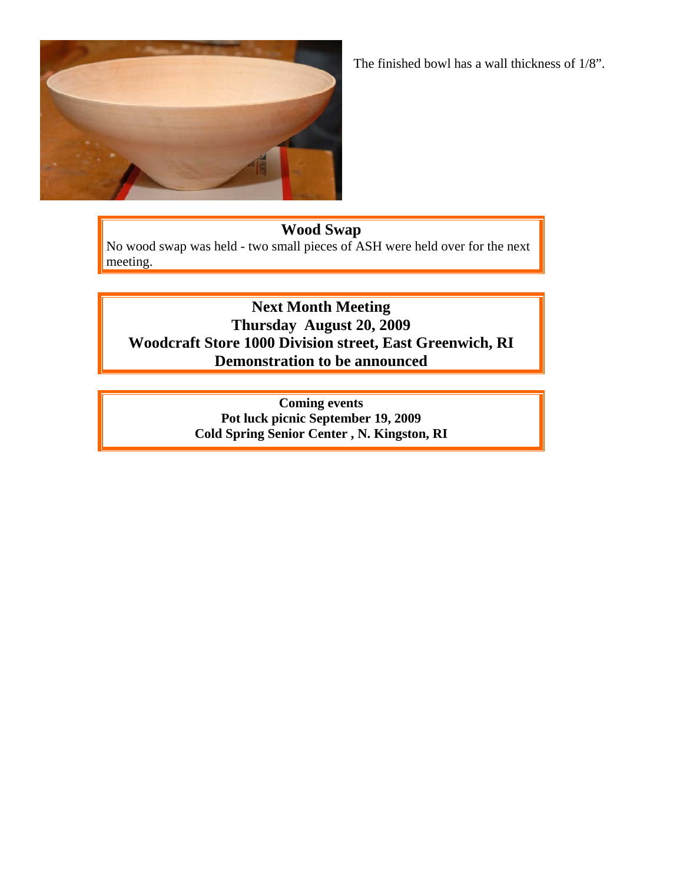The finished bowl has a wall thickness of 1/8".

**Wood Swap**

No wood swap was held - two small pieces of ASH were held over for the next meeting.

**Next Month Meeting**
**Thursday August 20, 2009**
**Woodcraft Store 1000 Division street, East Greenwich, RI**
**Demonstration to be announced**

**Coming events**
**Pot luck picnic September 19, 2009**
**Cold Spring Senior Center , N. Kingston, RI**